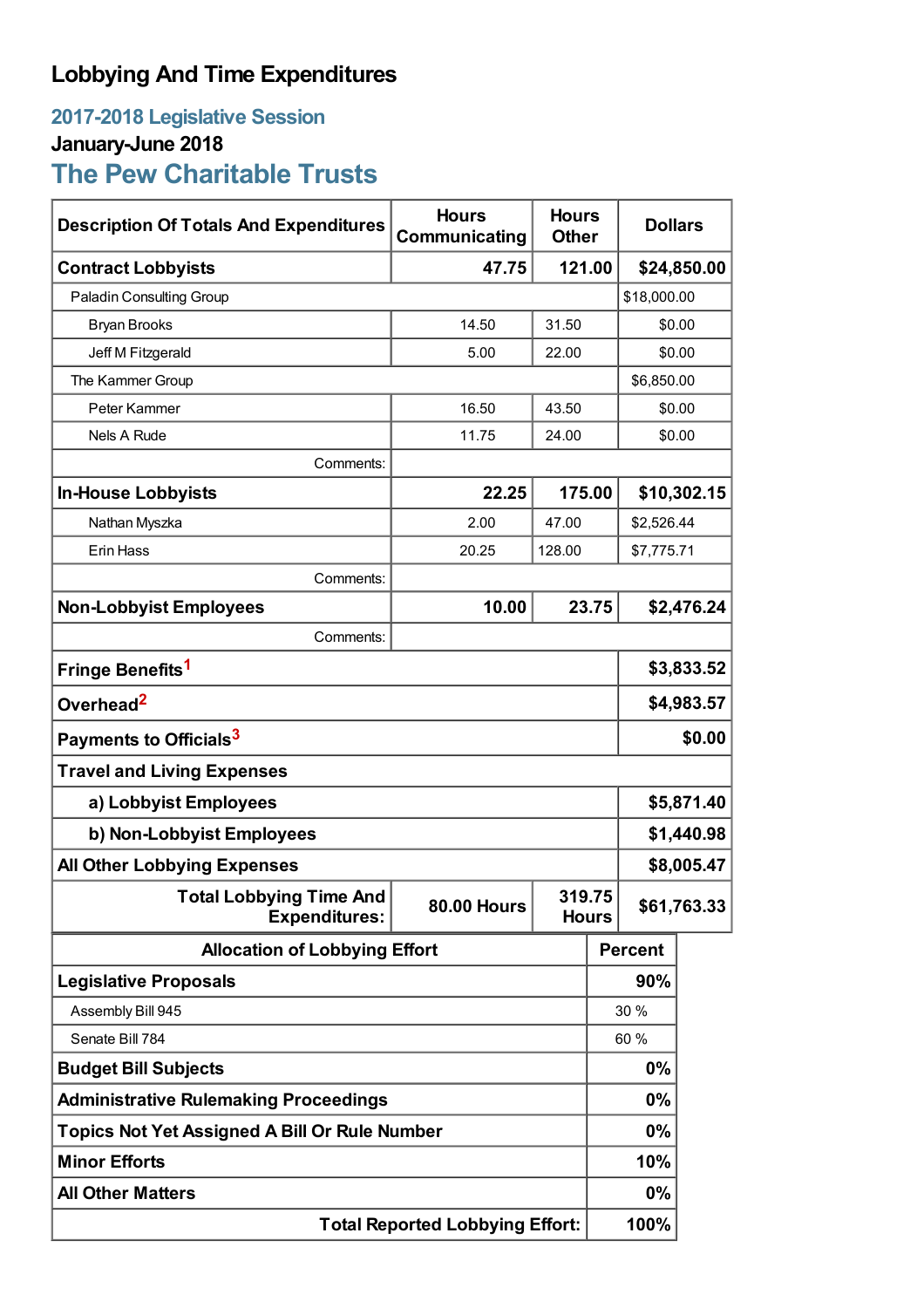# Lobbying And Time Expenditures

## 2017-2018 Legislative Session

### January-June 2018

## The Pew Charitable Trusts

| Description Of Totals And Expenditures | Hours Communicating | Hours Other | Dollars |
|---|---|---|---|
| **Contract Lobbyists** | **47.75** | **121.00** | **$24,850.00** |
| Paladin Consulting Group | | | $18,000.00 |
| Bryan Brooks | 14.50 | 31.50 | $0.00 |
| Jeff M Fitzgerald | 5.00 | 22.00 | $0.00 |
| The Kammer Group | | | $6,850.00 |
| Peter Kammer | 16.50 | 43.50 | $0.00 |
| Nels A Rude | 11.75 | 24.00 | $0.00 |
| Comments: | | | |
| **In-House Lobbyists** | **22.25** | **175.00** | **$10,302.15** |
| Nathan Myszka | 2.00 | 47.00 | $2,526.44 |
| Erin Hass | 20.25 | 128.00 | $7,775.71 |
| Comments: | | | |
| **Non-Lobbyist Employees** | **10.00** | **23.75** | **$2,476.24** |
| Comments: | | | |
| **Fringe Benefits[1]** | | | **$3,833.52** |
| **Overhead[2]** | | | **$4,983.57** |
| **Payments to Officials[3]** | | | **$0.00** |
| **Travel and Living Expenses** | | | |
| **a) Lobbyist Employees** | | | **$5,871.40** |
| **b) Non-Lobbyist Employees** | | | **$1,440.98** |
| **All Other Lobbying Expenses** | | | **$8,005.47** |
| **Total Lobbying Time And Expenditures:** | **80.00 Hours** | **319.75 Hours** | **$61,763.33** |

| Allocation of Lobbying Effort | Percent |
|---|---|
| **Legislative Proposals** | **90%** |
| Assembly Bill 945 | 30 % |
| Senate Bill 784 | 60 % |
| **Budget Bill Subjects** | **0%** |
| **Administrative Rulemaking Proceedings** | **0%** |
| **Topics Not Yet Assigned A Bill Or Rule Number** | **0%** |
| **Minor Efforts** | **10%** |
| **All Other Matters** | **0%** |
| **Total Reported Lobbying Effort:** | **100%** |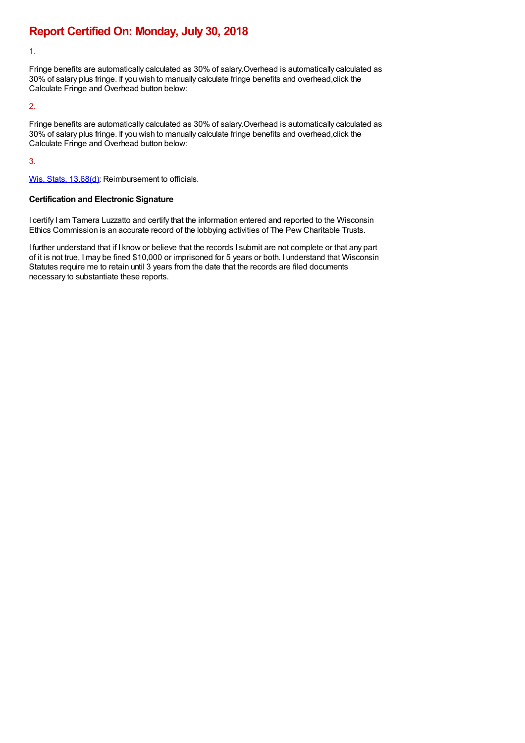# Report Certified On: Monday, July 30, 2018

1.

Fringe benefits are automatically calculated as 30% of salary.Overhead is automatically calculated as 30% of salary plus fringe. If you wish to manually calculate fringe benefits and overhead,click the Calculate Fringe and Overhead button below:

2.

Fringe benefits are automatically calculated as 30% of salary.Overhead is automatically calculated as 30% of salary plus fringe. If you wish to manually calculate fringe benefits and overhead,click the Calculate Fringe and Overhead button below:

3.

Wis. Stats. 13.68(d): Reimbursement to officials.

**Certification and Electronic Signature**

I certify I am Tamera Luzzatto and certify that the information entered and reported to the Wisconsin Ethics Commission is an accurate record of the lobbying activities of The Pew Charitable Trusts.

I further understand that if I know or believe that the records I submit are not complete or that any part of it is not true, I may be fined $10,000 or imprisoned for 5 years or both. I understand that Wisconsin Statutes require me to retain until 3 years from the date that the records are filed documents necessary to substantiate these reports.